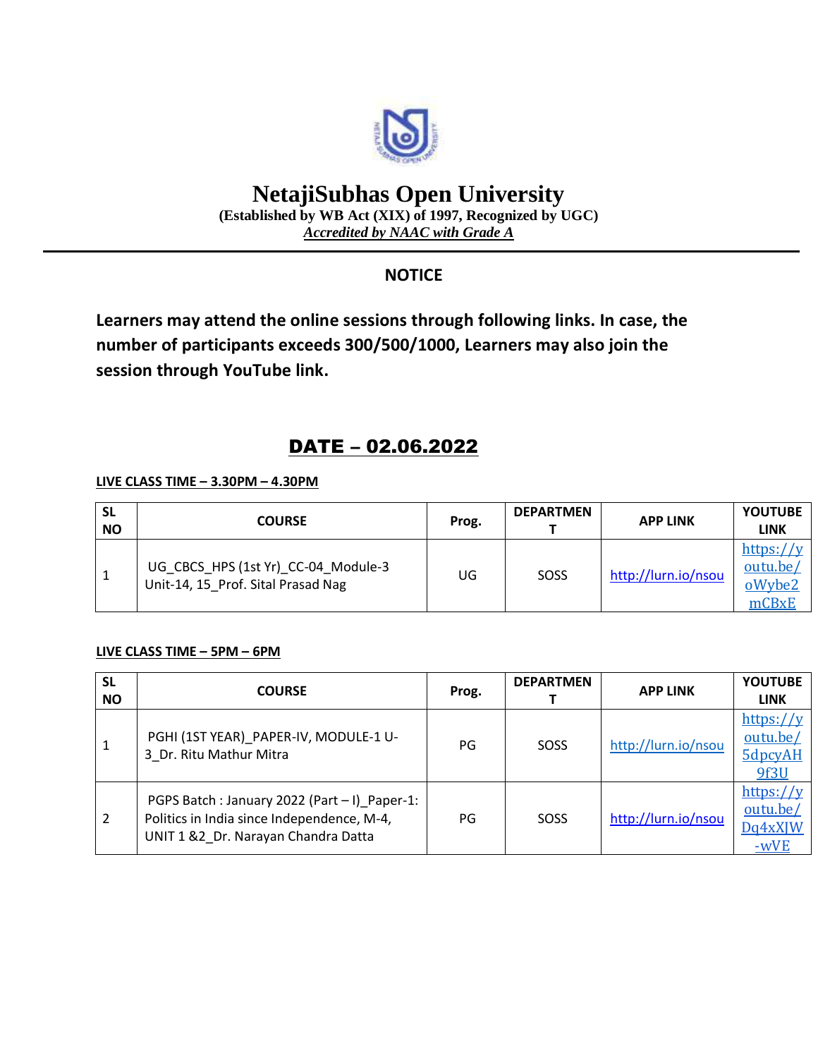# NetajiSubhas Open University

**(Established by WB Act (XIX) of 1997, Recognized by UGC)**

***Accredited by NAAC with Grade A***

## NOTICE

**Learners may attend the online sessions through following links. In case, the number of participants exceeds 300/500/1000, Learners may also join the session through YouTube link.**

## DATE – 02.06.2022

**LIVE CLASS TIME – 3.30PM – 4.30PM**

| SL NO | COURSE | Prog. | DEPARTMENT | APP LINK | YOUTUBE LINK |
|---|---|---|---|---|---|
| 1 | UG_CBCS_HPS (1st Yr)_CC-04_Module-3 Unit-14, 15_Prof. Sital Prasad Nag | UG | SOSS | http://lurn.io/nsou | https://youtu.be/oWybe2mCBxE |

**LIVE CLASS TIME – 5PM – 6PM**

| SL NO | COURSE | Prog. | DEPARTMENT | APP LINK | YOUTUBE LINK |
|---|---|---|---|---|---|
| 1 | PGHI (1ST YEAR)_PAPER-IV, MODULE-1 U-3_Dr. Ritu Mathur Mitra | PG | SOSS | http://lurn.io/nsou | https://youtu.be/5dpcyAH9f3U |
| 2 | PGPS Batch : January 2022 (Part – I)_Paper-1: Politics in India since Independence, M-4, UNIT 1 &2_Dr. Narayan Chandra Datta | PG | SOSS | http://lurn.io/nsou | https://youtu.be/Dq4xXJW-wVE |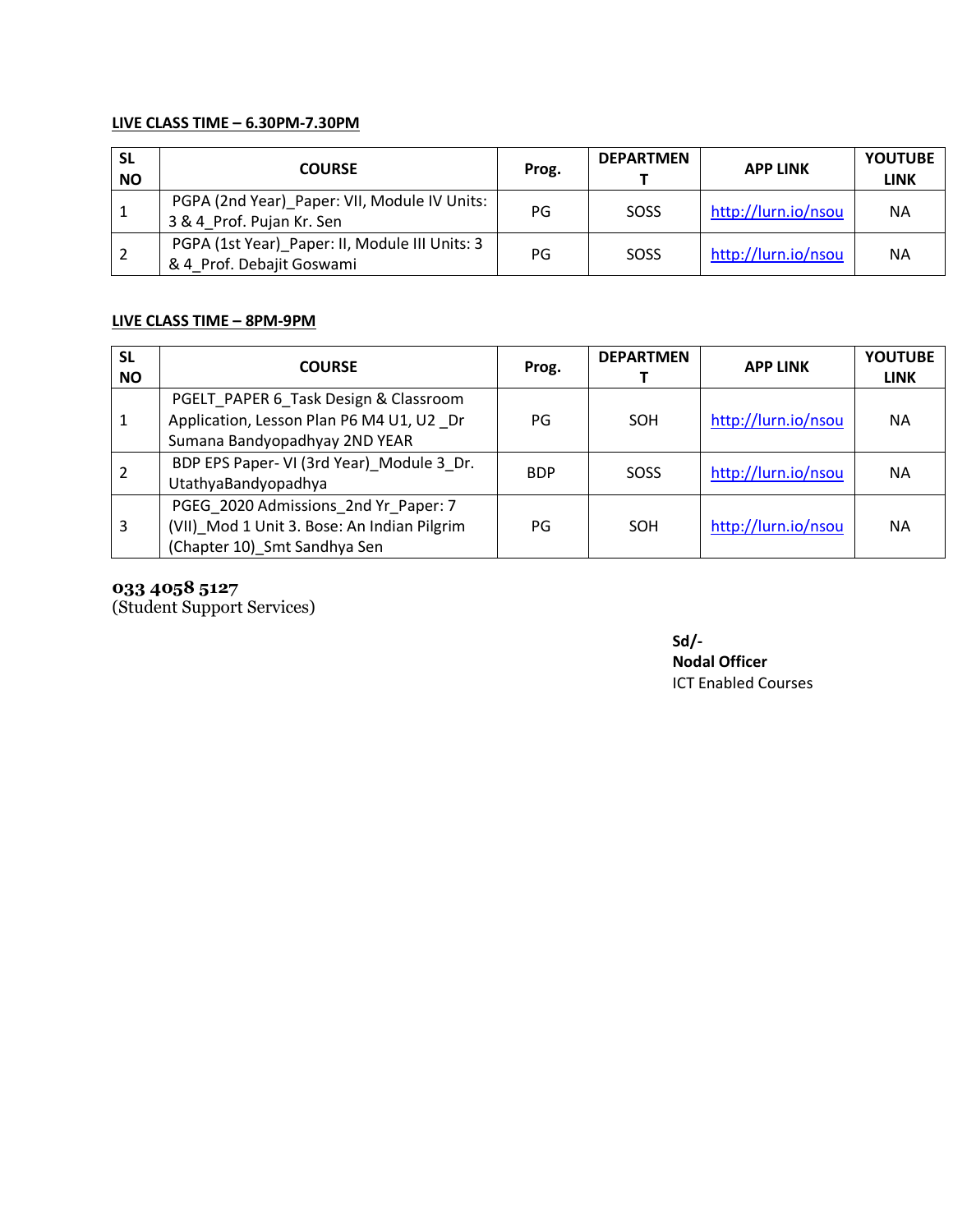**LIVE CLASS TIME – 6.30PM-7.30PM**

| SL NO | COURSE | Prog. | DEPARTMENT | APP LINK | YOUTUBE LINK |
|---|---|---|---|---|---|
| 1 | PGPA (2nd Year)_Paper: VII, Module IV Units: 3 & 4_Prof. Pujan Kr. Sen | PG | SOSS | http://lurn.io/nsou | NA |
| 2 | PGPA (1st Year)_Paper: II, Module III Units: 3 & 4_Prof. Debajit Goswami | PG | SOSS | http://lurn.io/nsou | NA |

**LIVE CLASS TIME – 8PM-9PM**

| SL NO | COURSE | Prog. | DEPARTMENT | APP LINK | YOUTUBE LINK |
|---|---|---|---|---|---|
| 1 | PGELT_PAPER 6_Task Design & Classroom Application, Lesson Plan P6 M4 U1, U2 _Dr Sumana Bandyopadhyay 2ND YEAR | PG | SOH | http://lurn.io/nsou | NA |
| 2 | BDP EPS Paper- VI (3rd Year)_Module 3_Dr. UtathyaBandyopadhya | BDP | SOSS | http://lurn.io/nsou | NA |
| 3 | PGEG_2020 Admissions_2nd Yr_Paper: 7 (VII)_Mod 1 Unit 3. Bose: An Indian Pilgrim (Chapter 10)_Smt Sandhya Sen | PG | SOH | http://lurn.io/nsou | NA |

**033 4058 5127**
(Student Support Services)

Sd/-
**Nodal Officer**
ICT Enabled Courses